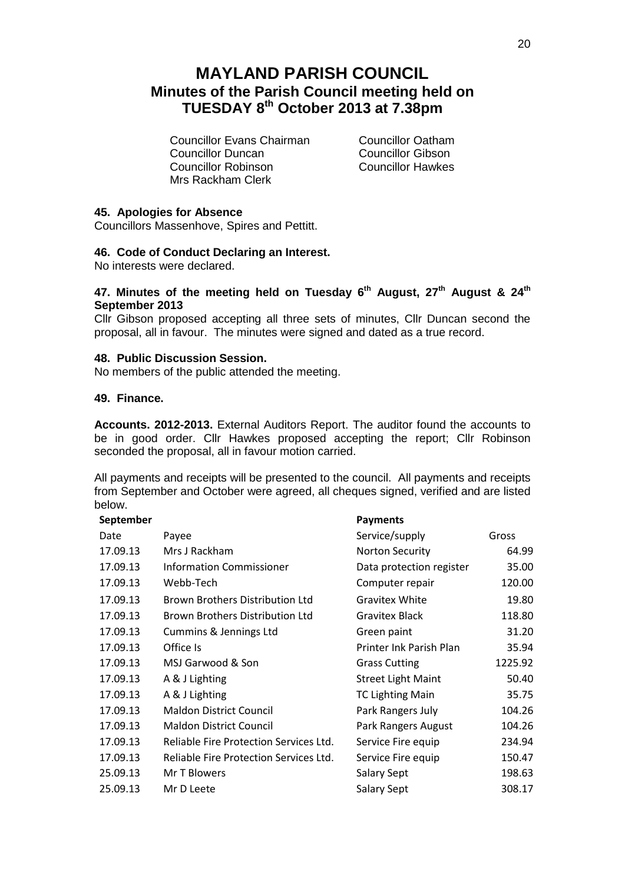# MAYLAND PARISH COUNCIL

## Minutes of the Parish Council meeting held on TUESDAY 8th October 2013 at 7.38pm

Councillor Evans Chairman
Councillor Oatham
Councillor Duncan
Councillor Gibson
Councillor Robinson
Councillor Hawkes
Mrs Rackham Clerk

### 45. Apologies for Absence

Councillors Massenhove, Spires and Pettitt.

### 46. Code of Conduct Declaring an Interest.

No interests were declared.

### 47. Minutes of the meeting held on Tuesday 6th August, 27th August & 24th September 2013

Cllr Gibson proposed accepting all three sets of minutes, Cllr Duncan second the proposal, all in favour. The minutes were signed and dated as a true record.

### 48. Public Discussion Session.

No members of the public attended the meeting.

### 49. Finance.

**Accounts. 2012-2013.** External Auditors Report. The auditor found the accounts to be in good order. Cllr Hawkes proposed accepting the report; Cllr Robinson seconded the proposal, all in favour motion carried.

All payments and receipts will be presented to the council. All payments and receipts from September and October were agreed, all cheques signed, verified and are listed below.

| **September** | | **Payments** | |
|---|---|---|---|
| Date | Payee | Service/supply | Gross |
| 17.09.13 | Mrs J Rackham | Norton Security | 64.99 |
| 17.09.13 | Information Commissioner | Data protection register | 35.00 |
| 17.09.13 | Webb-Tech | Computer repair | 120.00 |
| 17.09.13 | Brown Brothers Distribution Ltd | Gravitex White | 19.80 |
| 17.09.13 | Brown Brothers Distribution Ltd | Gravitex Black | 118.80 |
| 17.09.13 | Cummins & Jennings Ltd | Green paint | 31.20 |
| 17.09.13 | Office Is | Printer Ink Parish Plan | 35.94 |
| 17.09.13 | MSJ Garwood & Son | Grass Cutting | 1225.92 |
| 17.09.13 | A & J Lighting | Street Light Maint | 50.40 |
| 17.09.13 | A & J Lighting | TC Lighting Main | 35.75 |
| 17.09.13 | Maldon District Council | Park Rangers July | 104.26 |
| 17.09.13 | Maldon District Council | Park Rangers August | 104.26 |
| 17.09.13 | Reliable Fire Protection Services Ltd. | Service Fire equip | 234.94 |
| 17.09.13 | Reliable Fire Protection Services Ltd. | Service Fire equip | 150.47 |
| 25.09.13 | Mr T Blowers | Salary Sept | 198.63 |
| 25.09.13 | Mr D Leete | Salary Sept | 308.17 |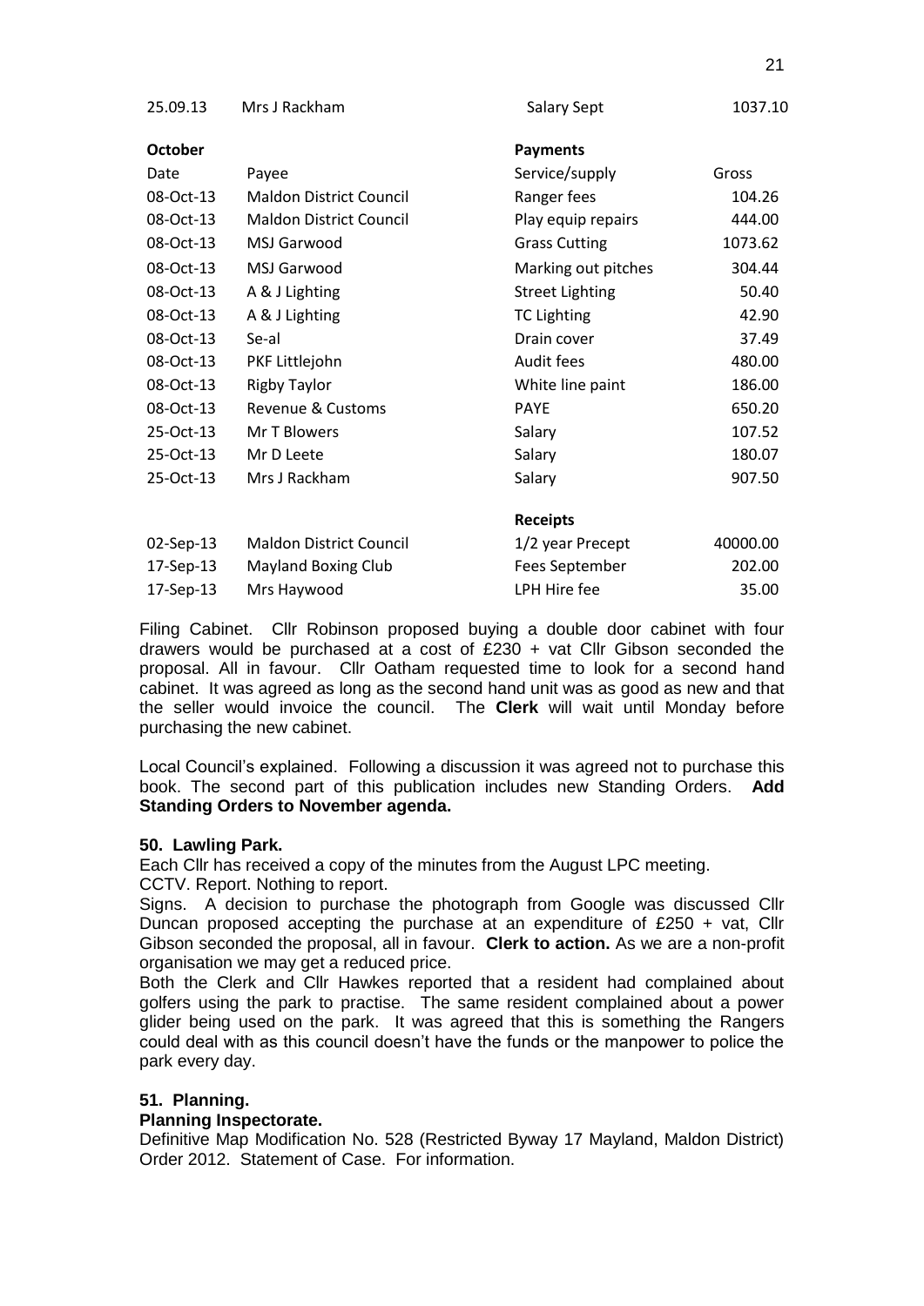| 25.09.13 | Mrs J Rackham | Salary Sept | 1037.10 |
|---|---|---|---|
| **October** | | **Payments** | |
| Date | Payee | Service/supply | Gross |
| 08-Oct-13 | Maldon District Council | Ranger fees | 104.26 |
| 08-Oct-13 | Maldon District Council | Play equip repairs | 444.00 |
| 08-Oct-13 | MSJ Garwood | Grass Cutting | 1073.62 |
| 08-Oct-13 | MSJ Garwood | Marking out pitches | 304.44 |
| 08-Oct-13 | A & J Lighting | Street Lighting | 50.40 |
| 08-Oct-13 | A & J Lighting | TC Lighting | 42.90 |
| 08-Oct-13 | Se-al | Drain cover | 37.49 |
| 08-Oct-13 | PKF Littlejohn | Audit fees | 480.00 |
| 08-Oct-13 | Rigby Taylor | White line paint | 186.00 |
| 08-Oct-13 | Revenue & Customs | PAYE | 650.20 |
| 25-Oct-13 | Mr T Blowers | Salary | 107.52 |
| 25-Oct-13 | Mr D Leete | Salary | 180.07 |
| 25-Oct-13 | Mrs J Rackham | Salary | 907.50 |
| | | **Receipts** | |
| 02-Sep-13 | Maldon District Council | 1/2 year Precept | 40000.00 |
| 17-Sep-13 | Mayland Boxing Club | Fees September | 202.00 |
| 17-Sep-13 | Mrs Haywood | LPH Hire fee | 35.00 |

Filing Cabinet. Cllr Robinson proposed buying a double door cabinet with four drawers would be purchased at a cost of £230 + vat Cllr Gibson seconded the proposal. All in favour. Cllr Oatham requested time to look for a second hand cabinet. It was agreed as long as the second hand unit was as good as new and that the seller would invoice the council. The **Clerk** will wait until Monday before purchasing the new cabinet.

Local Council's explained. Following a discussion it was agreed not to purchase this book. The second part of this publication includes new Standing Orders. **Add Standing Orders to November agenda.**

**50. Lawling Park.**

Each Cllr has received a copy of the minutes from the August LPC meeting.

CCTV. Report. Nothing to report.

Signs. A decision to purchase the photograph from Google was discussed Cllr Duncan proposed accepting the purchase at an expenditure of £250 + vat, Cllr Gibson seconded the proposal, all in favour. **Clerk to action.** As we are a non-profit organisation we may get a reduced price.

Both the Clerk and Cllr Hawkes reported that a resident had complained about golfers using the park to practise. The same resident complained about a power glider being used on the park. It was agreed that this is something the Rangers could deal with as this council doesn't have the funds or the manpower to police the park every day.

**51. Planning.**

**Planning Inspectorate.**

Definitive Map Modification No. 528 (Restricted Byway 17 Mayland, Maldon District) Order 2012. Statement of Case. For information.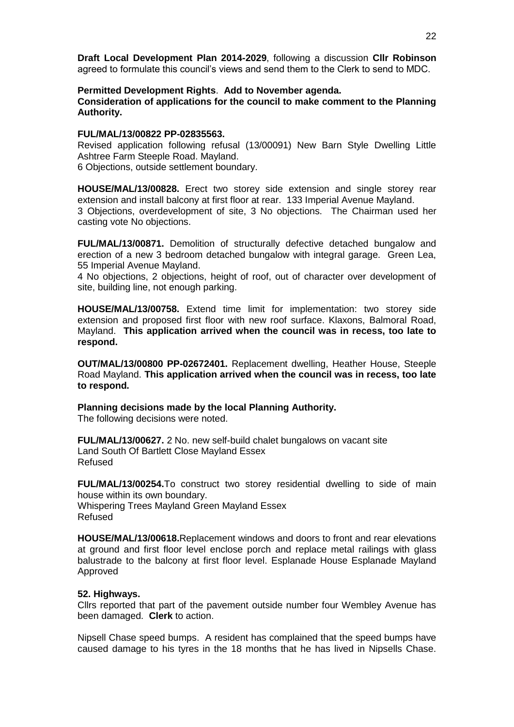**Draft Local Development Plan 2014-2029**, following a discussion **Cllr Robinson** agreed to formulate this council's views and send them to the Clerk to send to MDC.

**Permitted Development Rights**. **Add to November agenda.**
**Consideration of applications for the council to make comment to the Planning Authority.**

**FUL/MAL/13/00822 PP-02835563.**
Revised application following refusal (13/00091) New Barn Style Dwelling Little Ashtree Farm Steeple Road. Mayland.
6 Objections, outside settlement boundary.

**HOUSE/MAL/13/00828.** Erect two storey side extension and single storey rear extension and install balcony at first floor at rear. 133 Imperial Avenue Mayland.
3 Objections, overdevelopment of site, 3 No objections. The Chairman used her casting vote No objections.

**FUL/MAL/13/00871.** Demolition of structurally defective detached bungalow and erection of a new 3 bedroom detached bungalow with integral garage. Green Lea, 55 Imperial Avenue Mayland.
4 No objections, 2 objections, height of roof, out of character over development of site, building line, not enough parking.

**HOUSE/MAL/13/00758.** Extend time limit for implementation: two storey side extension and proposed first floor with new roof surface. Klaxons, Balmoral Road, Mayland. **This application arrived when the council was in recess, too late to respond.**

**OUT/MAL/13/00800 PP-02672401.** Replacement dwelling, Heather House, Steeple Road Mayland. **This application arrived when the council was in recess, too late to respond.**

**Planning decisions made by the local Planning Authority.**
The following decisions were noted.

**FUL/MAL/13/00627.** 2 No. new self-build chalet bungalows on vacant site
Land South Of Bartlett Close Mayland Essex
Refused

**FUL/MAL/13/00254.**To construct two storey residential dwelling to side of main house within its own boundary.
Whispering Trees Mayland Green Mayland Essex
Refused

**HOUSE/MAL/13/00618.**Replacement windows and doors to front and rear elevations at ground and first floor level enclose porch and replace metal railings with glass balustrade to the balcony at first floor level. Esplanade House Esplanade Mayland
Approved

**52. Highways.**
Cllrs reported that part of the pavement outside number four Wembley Avenue has been damaged. **Clerk** to action.

Nipsell Chase speed bumps. A resident has complained that the speed bumps have caused damage to his tyres in the 18 months that he has lived in Nipsells Chase.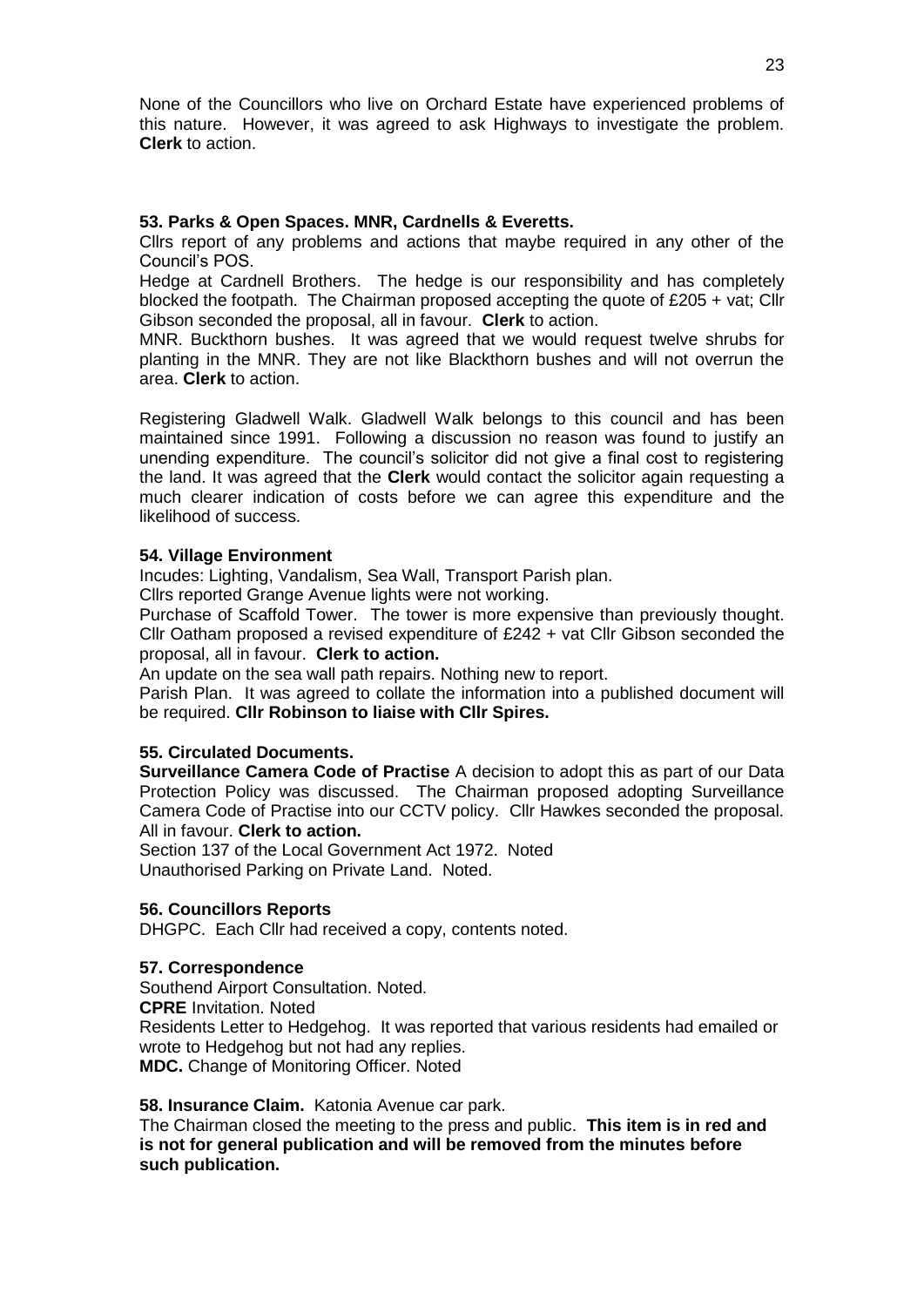None of the Councillors who live on Orchard Estate have experienced problems of this nature. However, it was agreed to ask Highways to investigate the problem. **Clerk** to action.

**53. Parks & Open Spaces. MNR, Cardnells & Everetts.**

Cllrs report of any problems and actions that maybe required in any other of the Council's POS.

Hedge at Cardnell Brothers. The hedge is our responsibility and has completely blocked the footpath. The Chairman proposed accepting the quote of £205 + vat; Cllr Gibson seconded the proposal, all in favour. **Clerk** to action.

MNR. Buckthorn bushes. It was agreed that we would request twelve shrubs for planting in the MNR. They are not like Blackthorn bushes and will not overrun the area. **Clerk** to action.

Registering Gladwell Walk. Gladwell Walk belongs to this council and has been maintained since 1991. Following a discussion no reason was found to justify an unending expenditure. The council's solicitor did not give a final cost to registering the land. It was agreed that the **Clerk** would contact the solicitor again requesting a much clearer indication of costs before we can agree this expenditure and the likelihood of success.

**54. Village Environment**

Incudes: Lighting, Vandalism, Sea Wall, Transport Parish plan.

Cllrs reported Grange Avenue lights were not working.

Purchase of Scaffold Tower. The tower is more expensive than previously thought. Cllr Oatham proposed a revised expenditure of £242 + vat Cllr Gibson seconded the proposal, all in favour. **Clerk to action.**

An update on the sea wall path repairs. Nothing new to report.

Parish Plan. It was agreed to collate the information into a published document will be required. **Cllr Robinson to liaise with Cllr Spires.**

**55. Circulated Documents.**

**Surveillance Camera Code of Practise** A decision to adopt this as part of our Data Protection Policy was discussed. The Chairman proposed adopting Surveillance Camera Code of Practise into our CCTV policy. Cllr Hawkes seconded the proposal. All in favour. **Clerk to action.**

Section 137 of the Local Government Act 1972. Noted

Unauthorised Parking on Private Land. Noted.

**56. Councillors Reports**

DHGPC. Each Cllr had received a copy, contents noted.

**57. Correspondence**

Southend Airport Consultation. Noted.

**CPRE** Invitation. Noted

Residents Letter to Hedgehog. It was reported that various residents had emailed or wrote to Hedgehog but not had any replies.

**MDC.** Change of Monitoring Officer. Noted

**58. Insurance Claim.** Katonia Avenue car park.

The Chairman closed the meeting to the press and public. **This item is in red and is not for general publication and will be removed from the minutes before such publication.**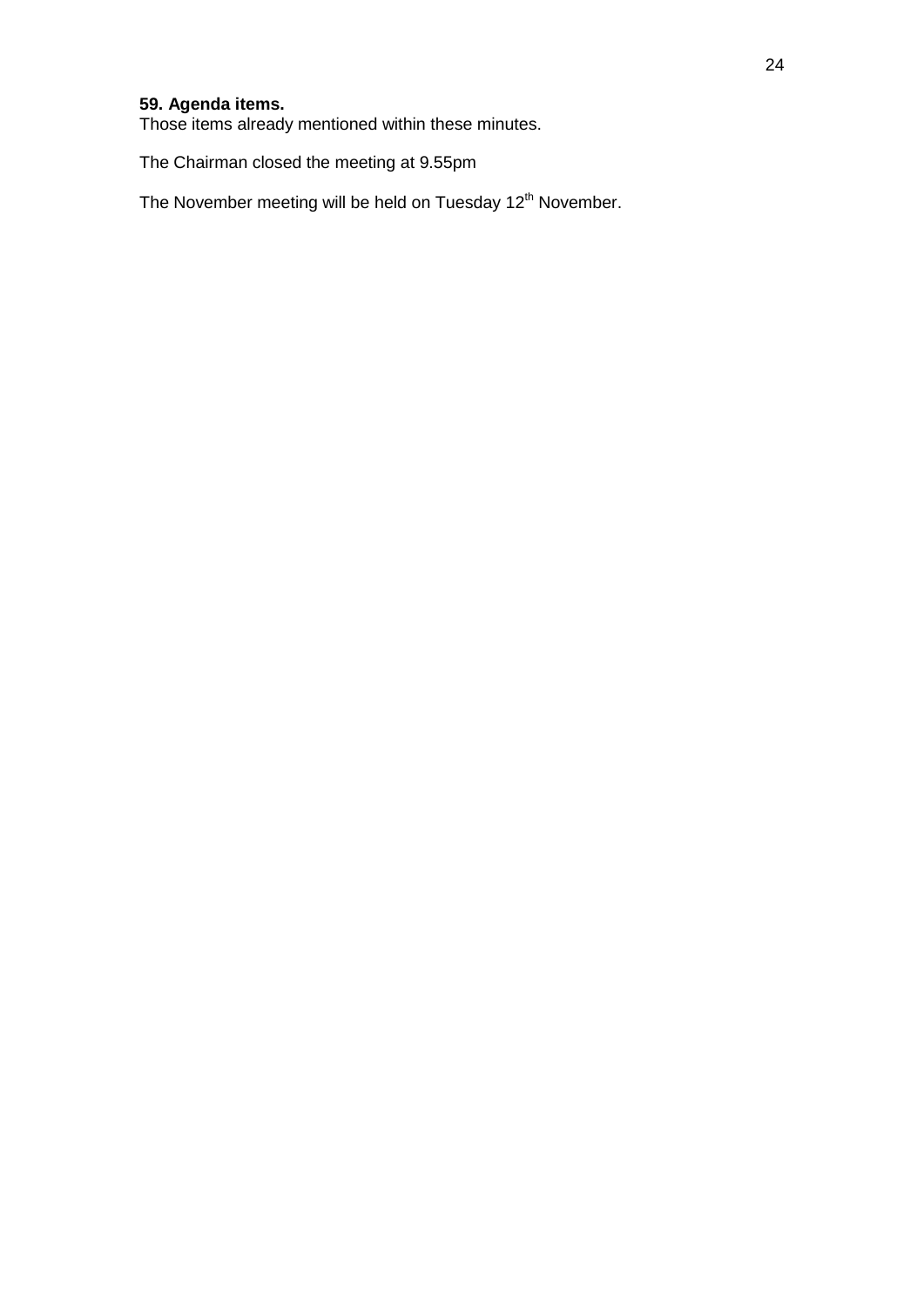**59. Agenda items.**
Those items already mentioned within these minutes.

The Chairman closed the meeting at 9.55pm

The November meeting will be held on Tuesday 12th November.